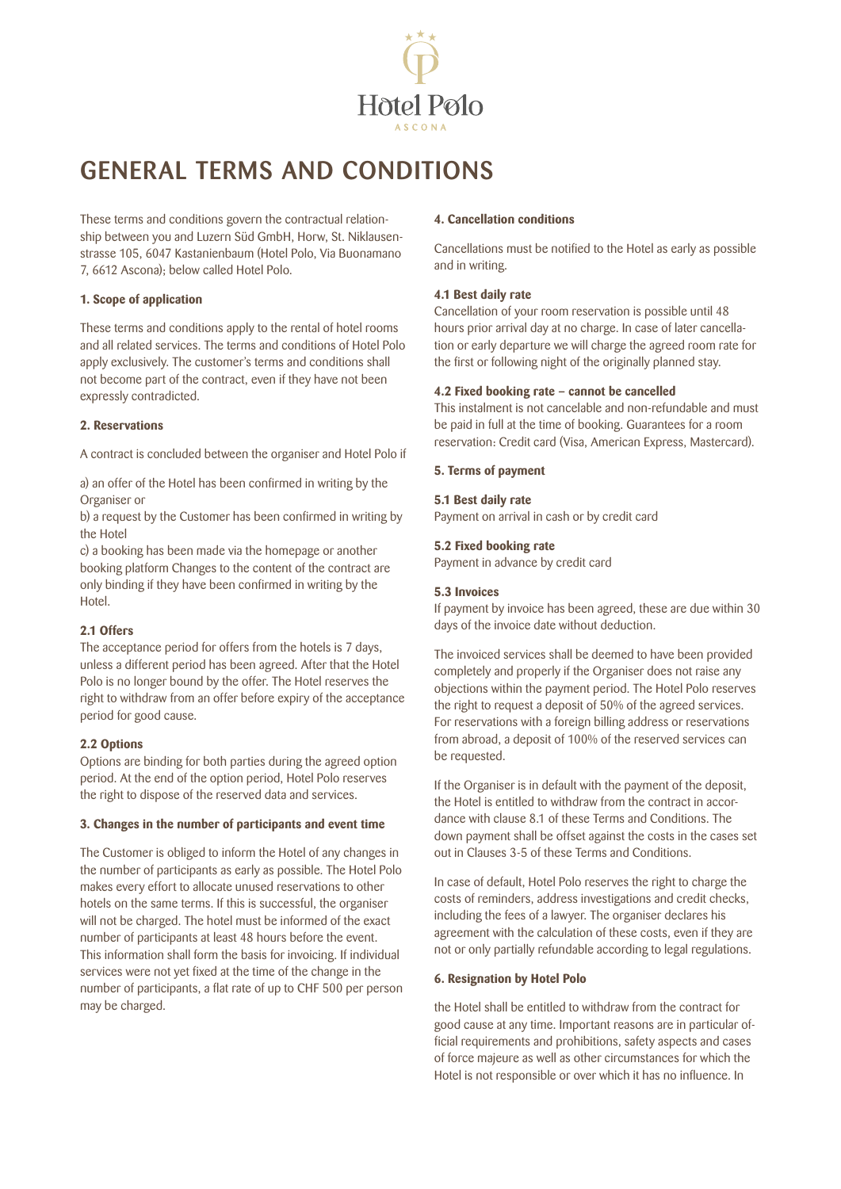# GENERAL TERMS AND CONDITIONS

These terms and conditions govern the contractual relationship between you and Luzern Süd GmbH, Horw, St. Niklausenstrasse 105, 6047 Kastanienbaum (Hotel Polo, Via Buonamano 7, 6612 Ascona); below called Hotel Polo.

**1. Scope of application**

These terms and conditions apply to the rental of hotel rooms and all related services. The terms and conditions of Hotel Polo apply exclusively. The customer's terms and conditions shall not become part of the contract, even if they have not been expressly contradicted.

**2. Reservations**

A contract is concluded between the organiser and Hotel Polo if

a) an offer of the Hotel has been confirmed in writing by the Organiser or
b) a request by the Customer has been confirmed in writing by the Hotel
c) a booking has been made via the homepage or another booking platform Changes to the content of the contract are only binding if they have been confirmed in writing by the Hotel.

**2.1 Offers**
The acceptance period for offers from the hotels is 7 days, unless a different period has been agreed. After that the Hotel Polo is no longer bound by the offer. The Hotel reserves the right to withdraw from an offer before expiry of the acceptance period for good cause.

**2.2 Options**
Options are binding for both parties during the agreed option period. At the end of the option period, Hotel Polo reserves the right to dispose of the reserved data and services.

**3. Changes in the number of participants and event time**

The Customer is obliged to inform the Hotel of any changes in the number of participants as early as possible. The Hotel Polo makes every effort to allocate unused reservations to other hotels on the same terms. If this is successful, the organiser will not be charged. The hotel must be informed of the exact number of participants at least 48 hours before the event. This information shall form the basis for invoicing. If individual services were not yet fixed at the time of the change in the number of participants, a flat rate of up to CHF 500 per person may be charged.

**4. Cancellation conditions**

Cancellations must be notified to the Hotel as early as possible and in writing.

**4.1 Best daily rate**
Cancellation of your room reservation is possible until 48 hours prior arrival day at no charge. In case of later cancellation or early departure we will charge the agreed room rate for the first or following night of the originally planned stay.

**4.2 Fixed booking rate – cannot be cancelled**
This instalment is not cancelable and non-refundable and must be paid in full at the time of booking. Guarantees for a room reservation: Credit card (Visa, American Express, Mastercard).

**5. Terms of payment**

**5.1 Best daily rate**
Payment on arrival in cash or by credit card

**5.2 Fixed booking rate**
Payment in advance by credit card

**5.3 Invoices**
If payment by invoice has been agreed, these are due within 30 days of the invoice date without deduction.

The invoiced services shall be deemed to have been provided completely and properly if the Organiser does not raise any objections within the payment period. The Hotel Polo reserves the right to request a deposit of 50% of the agreed services. For reservations with a foreign billing address or reservations from abroad, a deposit of 100% of the reserved services can be requested.

If the Organiser is in default with the payment of the deposit, the Hotel is entitled to withdraw from the contract in accordance with clause 8.1 of these Terms and Conditions. The down payment shall be offset against the costs in the cases set out in Clauses 3-5 of these Terms and Conditions.

In case of default, Hotel Polo reserves the right to charge the costs of reminders, address investigations and credit checks, including the fees of a lawyer. The organiser declares his agreement with the calculation of these costs, even if they are not or only partially refundable according to legal regulations.

**6. Resignation by Hotel Polo**

the Hotel shall be entitled to withdraw from the contract for good cause at any time. Important reasons are in particular official requirements and prohibitions, safety aspects and cases of force majeure as well as other circumstances for which the Hotel is not responsible or over which it has no influence. In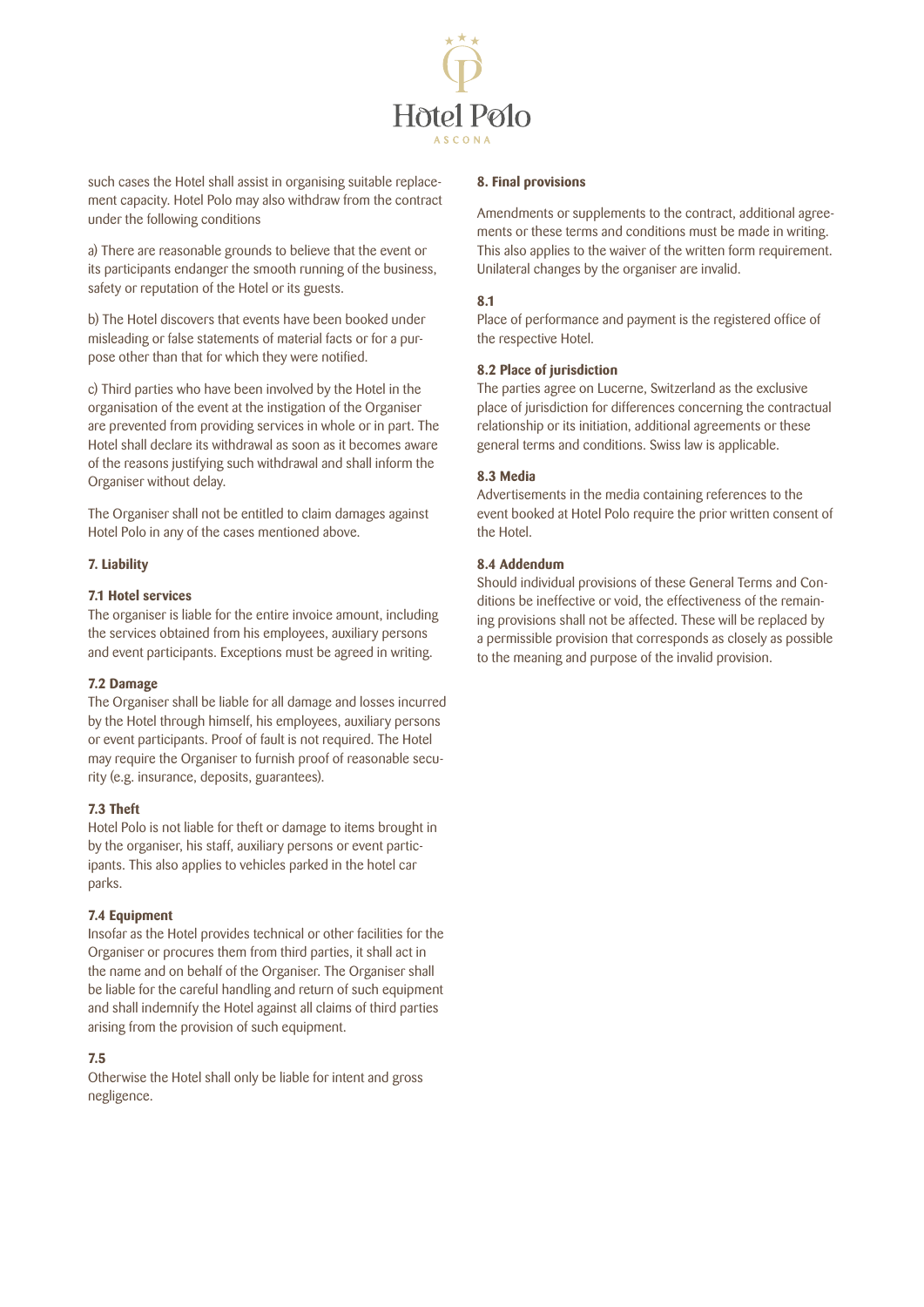such cases the Hotel shall assist in organising suitable replacement capacity. Hotel Polo may also withdraw from the contract under the following conditions

a) There are reasonable grounds to believe that the event or its participants endanger the smooth running of the business, safety or reputation of the Hotel or its guests.

b) The Hotel discovers that events have been booked under misleading or false statements of material facts or for a purpose other than that for which they were notified.

c) Third parties who have been involved by the Hotel in the organisation of the event at the instigation of the Organiser are prevented from providing services in whole or in part. The Hotel shall declare its withdrawal as soon as it becomes aware of the reasons justifying such withdrawal and shall inform the Organiser without delay.

The Organiser shall not be entitled to claim damages against Hotel Polo in any of the cases mentioned above.

## 7. Liability

### 7.1 Hotel services

The organiser is liable for the entire invoice amount, including the services obtained from his employees, auxiliary persons and event participants. Exceptions must be agreed in writing.

### 7.2 Damage

The Organiser shall be liable for all damage and losses incurred by the Hotel through himself, his employees, auxiliary persons or event participants. Proof of fault is not required. The Hotel may require the Organiser to furnish proof of reasonable security (e.g. insurance, deposits, guarantees).

### 7.3 Theft

Hotel Polo is not liable for theft or damage to items brought in by the organiser, his staff, auxiliary persons or event participants. This also applies to vehicles parked in the hotel car parks.

### 7.4 Equipment

Insofar as the Hotel provides technical or other facilities for the Organiser or procures them from third parties, it shall act in the name and on behalf of the Organiser. The Organiser shall be liable for the careful handling and return of such equipment and shall indemnify the Hotel against all claims of third parties arising from the provision of such equipment.

### 7.5

Otherwise the Hotel shall only be liable for intent and gross negligence.

## 8. Final provisions

Amendments or supplements to the contract, additional agreements or these terms and conditions must be made in writing. This also applies to the waiver of the written form requirement. Unilateral changes by the organiser are invalid.

### 8.1

Place of performance and payment is the registered office of the respective Hotel.

### 8.2 Place of jurisdiction

The parties agree on Lucerne, Switzerland as the exclusive place of jurisdiction for differences concerning the contractual relationship or its initiation, additional agreements or these general terms and conditions. Swiss law is applicable.

### 8.3 Media

Advertisements in the media containing references to the event booked at Hotel Polo require the prior written consent of the Hotel.

### 8.4 Addendum

Should individual provisions of these General Terms and Conditions be ineffective or void, the effectiveness of the remaining provisions shall not be affected. These will be replaced by a permissible provision that corresponds as closely as possible to the meaning and purpose of the invalid provision.